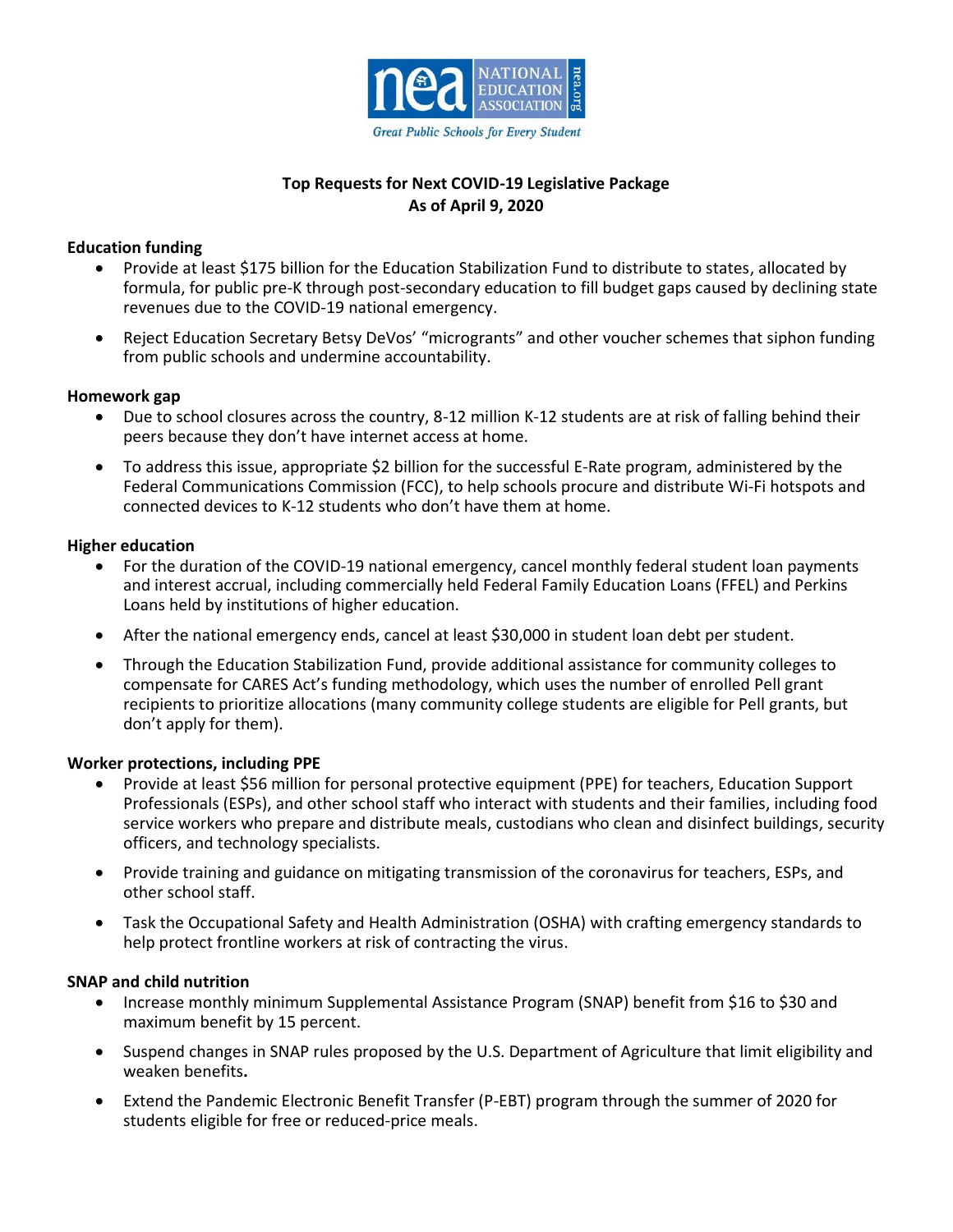**Top Requests for Next COVID-19 Legislative Package**
**As of April 9, 2020**

**Education funding**

- Provide at least $175 billion for the Education Stabilization Fund to distribute to states, allocated by formula, for public pre-K through post-secondary education to fill budget gaps caused by declining state revenues due to the COVID-19 national emergency.
- Reject Education Secretary Betsy DeVos' "micrograntsˮ and other voucher schemes that siphon funding from public schools and undermine accountability.

**Homework gap**

- Due to school closures across the country, 8-12 million K-12 students are at risk of falling behind their peers because they don't have internet access at home.
- To address this issue, appropriate $2 billion for the successful E-Rate program, administered by the Federal Communications Commission (FCC), to help schools procure and distribute Wi-Fi hotspots and connected devices to K-12 students who don't have them at home.

**Higher education**

- For the duration of the COVID-19 national emergency, cancel monthly federal student loan payments and interest accrual, including commercially held Federal Family Education Loans (FFEL) and Perkins Loans held by institutions of higher education.
- After the national emergency ends, cancel at least $30,000 in student loan debt per student.
- Through the Education Stabilization Fund, provide additional assistance for community colleges to compensate for CARES Act's funding methodology, which uses the number of enrolled Pell grant recipients to prioritize allocations (many community college students are eligible for Pell grants, but don't apply for them).

**Worker protections, including PPE**

- Provide at least $56 million for personal protective equipment (PPE) for teachers, Education Support Professionals (ESPs), and other school staff who interact with students and their families, including food service workers who prepare and distribute meals, custodians who clean and disinfect buildings, security officers, and technology specialists.
- Provide training and guidance on mitigating transmission of the coronavirus for teachers, ESPs, and other school staff.
- Task the Occupational Safety and Health Administration (OSHA) with crafting emergency standards to help protect frontline workers at risk of contracting the virus.

**SNAP and child nutrition**

- Increase monthly minimum Supplemental Assistance Program (SNAP) benefit from $16 to $30 and maximum benefit by 15 percent.
- Suspend changes in SNAP rules proposed by the U.S. Department of Agriculture that limit eligibility and weaken benefits**.**
- Extend the Pandemic Electronic Benefit Transfer (P-EBT) program through the summer of 2020 for students eligible for free or reduced-price meals.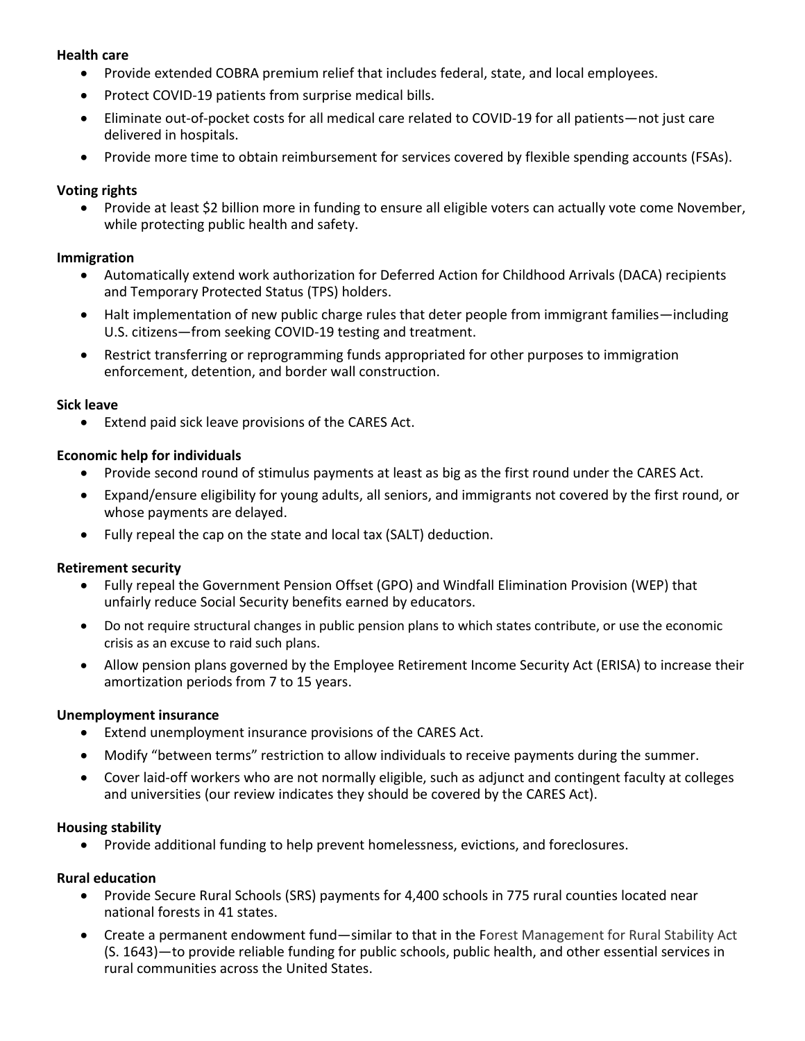**Health care**

- Provide extended COBRA premium relief that includes federal, state, and local employees.
- Protect COVID-19 patients from surprise medical bills.
- Eliminate out-of-pocket costs for all medical care related to COVID-19 for all patients—not just care delivered in hospitals.
- Provide more time to obtain reimbursement for services covered by flexible spending accounts (FSAs).

**Voting rights**

- Provide at least $2 billion more in funding to ensure all eligible voters can actually vote come November, while protecting public health and safety.

**Immigration**

- Automatically extend work authorization for Deferred Action for Childhood Arrivals (DACA) recipients and Temporary Protected Status (TPS) holders.
- Halt implementation of new public charge rules that deter people from immigrant families—including U.S. citizens—from seeking COVID-19 testing and treatment.
- Restrict transferring or reprogramming funds appropriated for other purposes to immigration enforcement, detention, and border wall construction.

**Sick leave**

- Extend paid sick leave provisions of the CARES Act.

**Economic help for individuals**

- Provide second round of stimulus payments at least as big as the first round under the CARES Act.
- Expand/ensure eligibility for young adults, all seniors, and immigrants not covered by the first round, or whose payments are delayed.
- Fully repeal the cap on the state and local tax (SALT) deduction.

**Retirement security**

- Fully repeal the Government Pension Offset (GPO) and Windfall Elimination Provision (WEP) that unfairly reduce Social Security benefits earned by educators.
- Do not require structural changes in public pension plans to which states contribute, or use the economic crisis as an excuse to raid such plans.
- Allow pension plans governed by the Employee Retirement Income Security Act (ERISA) to increase their amortization periods from 7 to 15 years.

**Unemployment insurance**

- Extend unemployment insurance provisions of the CARES Act.
- Modify "between terms" restriction to allow individuals to receive payments during the summer.
- Cover laid-off workers who are not normally eligible, such as adjunct and contingent faculty at colleges and universities (our review indicates they should be covered by the CARES Act).

**Housing stability**

- Provide additional funding to help prevent homelessness, evictions, and foreclosures.

**Rural education**

- Provide Secure Rural Schools (SRS) payments for 4,400 schools in 775 rural counties located near national forests in 41 states.
- Create a permanent endowment fund—similar to that in the Forest Management for Rural Stability Act (S. 1643)—to provide reliable funding for public schools, public health, and other essential services in rural communities across the United States.